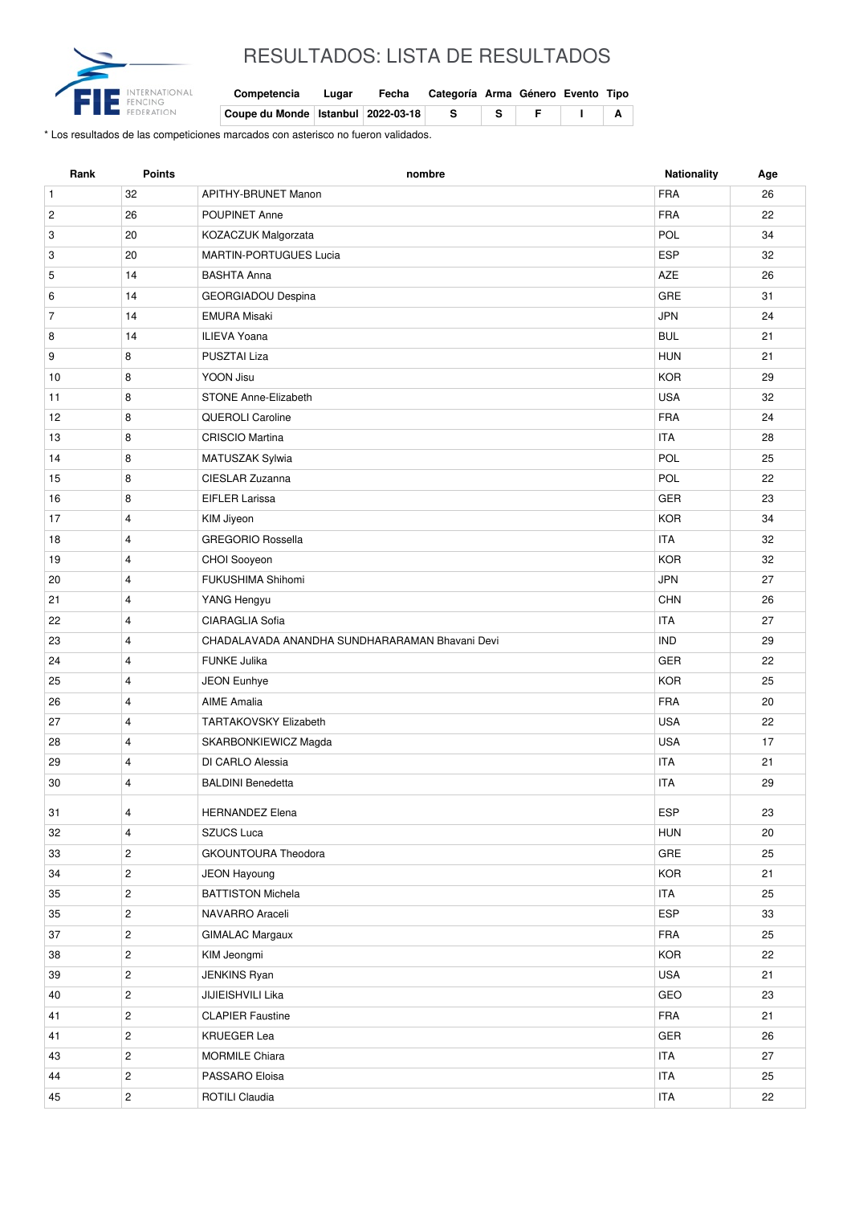# RESULTADOS: LISTA DE RESULTADOS

| Competencia | Lugar | Fecha | Categoría | Arma | Género | Evento | Tipo |
|---|---|---|---|---|---|---|---|
| Coupe du Monde | Istanbul | 2022-03-18 | S | S | F | I | A |

\* Los resultados de las competiciones marcados con asterisco no fueron validados.

| Rank | Points | nombre | Nationality | Age |
|---|---|---|---|---|
| 1 | 32 | APITHY-BRUNET Manon | FRA | 26 |
| 2 | 26 | POUPINET Anne | FRA | 22 |
| 3 | 20 | KOZACZUK Malgorzata | POL | 34 |
| 3 | 20 | MARTIN-PORTUGUES Lucia | ESP | 32 |
| 5 | 14 | BASHTA Anna | AZE | 26 |
| 6 | 14 | GEORGIADOU Despina | GRE | 31 |
| 7 | 14 | EMURA Misaki | JPN | 24 |
| 8 | 14 | ILIEVA Yoana | BUL | 21 |
| 9 | 8 | PUSZTAI Liza | HUN | 21 |
| 10 | 8 | YOON Jisu | KOR | 29 |
| 11 | 8 | STONE Anne-Elizabeth | USA | 32 |
| 12 | 8 | QUEROLI Caroline | FRA | 24 |
| 13 | 8 | CRISCIO Martina | ITA | 28 |
| 14 | 8 | MATUSZAK Sylwia | POL | 25 |
| 15 | 8 | CIESLAR Zuzanna | POL | 22 |
| 16 | 8 | EIFLER Larissa | GER | 23 |
| 17 | 4 | KIM Jiyeon | KOR | 34 |
| 18 | 4 | GREGORIO Rossella | ITA | 32 |
| 19 | 4 | CHOI Sooyeon | KOR | 32 |
| 20 | 4 | FUKUSHIMA Shihomi | JPN | 27 |
| 21 | 4 | YANG Hengyu | CHN | 26 |
| 22 | 4 | CIARAGLIA Sofia | ITA | 27 |
| 23 | 4 | CHADALAVADA ANANDHA SUNDHARARAMAN Bhavani Devi | IND | 29 |
| 24 | 4 | FUNKE Julika | GER | 22 |
| 25 | 4 | JEON Eunhye | KOR | 25 |
| 26 | 4 | AIME Amalia | FRA | 20 |
| 27 | 4 | TARTAKOVSKY Elizabeth | USA | 22 |
| 28 | 4 | SKARBONKIEWICZ Magda | USA | 17 |
| 29 | 4 | DI CARLO Alessia | ITA | 21 |
| 30 | 4 | BALDINI Benedetta | ITA | 29 |
| 31 | 4 | HERNANDEZ Elena | ESP | 23 |
| 32 | 4 | SZUCS Luca | HUN | 20 |
| 33 | 2 | GKOUNTOURA Theodora | GRE | 25 |
| 34 | 2 | JEON Hayoung | KOR | 21 |
| 35 | 2 | BATTISTON Michela | ITA | 25 |
| 35 | 2 | NAVARRO Araceli | ESP | 33 |
| 37 | 2 | GIMALAC Margaux | FRA | 25 |
| 38 | 2 | KIM Jeongmi | KOR | 22 |
| 39 | 2 | JENKINS Ryan | USA | 21 |
| 40 | 2 | JIJIEISHVILI Lika | GEO | 23 |
| 41 | 2 | CLAPIER Faustine | FRA | 21 |
| 41 | 2 | KRUEGER Lea | GER | 26 |
| 43 | 2 | MORMILE Chiara | ITA | 27 |
| 44 | 2 | PASSARO Eloisa | ITA | 25 |
| 45 | 2 | ROTILI Claudia | ITA | 22 |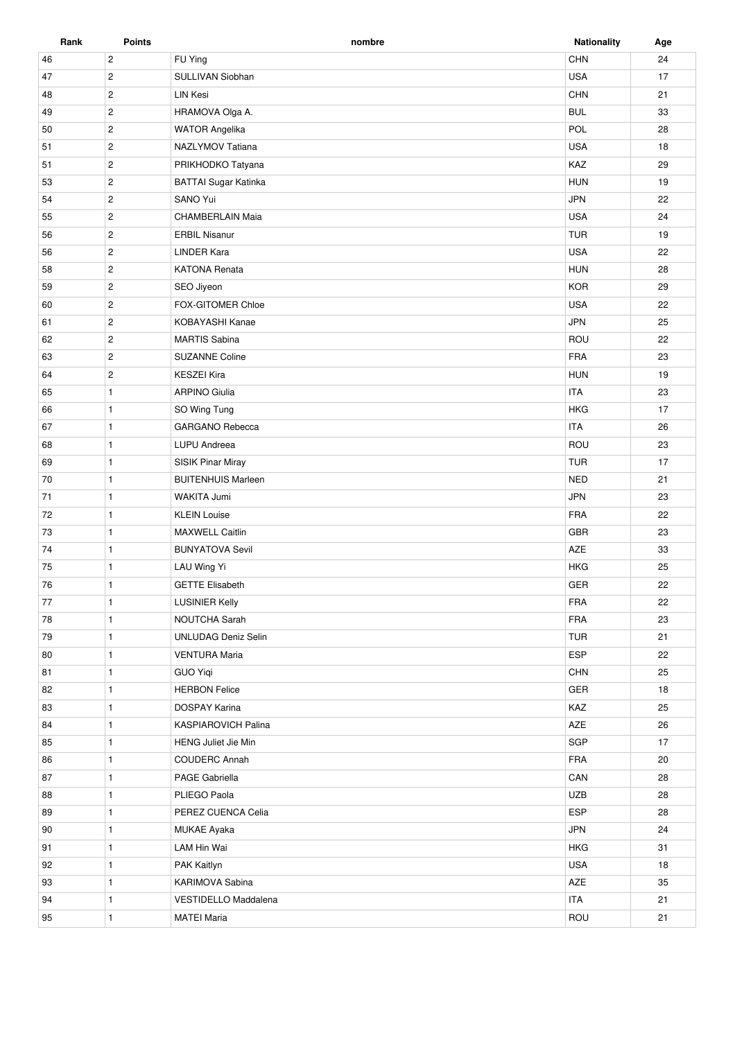| Rank | Points | nombre | Nationality | Age |
|---|---|---|---|---|
| 46 | 2 | FU Ying | CHN | 24 |
| 47 | 2 | SULLIVAN Siobhan | USA | 17 |
| 48 | 2 | LIN Kesi | CHN | 21 |
| 49 | 2 | HRAMOVA Olga A. | BUL | 33 |
| 50 | 2 | WATOR Angelika | POL | 28 |
| 51 | 2 | NAZLYMOV Tatiana | USA | 18 |
| 51 | 2 | PRIKHODKO Tatyana | KAZ | 29 |
| 53 | 2 | BATTAI Sugar Katinka | HUN | 19 |
| 54 | 2 | SANO Yui | JPN | 22 |
| 55 | 2 | CHAMBERLAIN Maia | USA | 24 |
| 56 | 2 | ERBIL Nisanur | TUR | 19 |
| 56 | 2 | LINDER Kara | USA | 22 |
| 58 | 2 | KATONA Renata | HUN | 28 |
| 59 | 2 | SEO Jiyeon | KOR | 29 |
| 60 | 2 | FOX-GITOMER Chloe | USA | 22 |
| 61 | 2 | KOBAYASHI Kanae | JPN | 25 |
| 62 | 2 | MARTIS Sabina | ROU | 22 |
| 63 | 2 | SUZANNE Coline | FRA | 23 |
| 64 | 2 | KESZEI Kira | HUN | 19 |
| 65 | 1 | ARPINO Giulia | ITA | 23 |
| 66 | 1 | SO Wing Tung | HKG | 17 |
| 67 | 1 | GARGANO Rebecca | ITA | 26 |
| 68 | 1 | LUPU Andreea | ROU | 23 |
| 69 | 1 | SISIK Pinar Miray | TUR | 17 |
| 70 | 1 | BUITENHUIS Marleen | NED | 21 |
| 71 | 1 | WAKITA Jumi | JPN | 23 |
| 72 | 1 | KLEIN Louise | FRA | 22 |
| 73 | 1 | MAXWELL Caitlin | GBR | 23 |
| 74 | 1 | BUNYATOVA Sevil | AZE | 33 |
| 75 | 1 | LAU Wing Yi | HKG | 25 |
| 76 | 1 | GETTE Elisabeth | GER | 22 |
| 77 | 1 | LUSINIER Kelly | FRA | 22 |
| 78 | 1 | NOUTCHA Sarah | FRA | 23 |
| 79 | 1 | UNLUDAG Deniz Selin | TUR | 21 |
| 80 | 1 | VENTURA Maria | ESP | 22 |
| 81 | 1 | GUO Yiqi | CHN | 25 |
| 82 | 1 | HERBON Felice | GER | 18 |
| 83 | 1 | DOSPAY Karina | KAZ | 25 |
| 84 | 1 | KASPIAROVICH Palina | AZE | 26 |
| 85 | 1 | HENG Juliet Jie Min | SGP | 17 |
| 86 | 1 | COUDERC Annah | FRA | 20 |
| 87 | 1 | PAGE Gabriella | CAN | 28 |
| 88 | 1 | PLIEGO Paola | UZB | 28 |
| 89 | 1 | PEREZ CUENCA Celia | ESP | 28 |
| 90 | 1 | MUKAE Ayaka | JPN | 24 |
| 91 | 1 | LAM Hin Wai | HKG | 31 |
| 92 | 1 | PAK Kaitlyn | USA | 18 |
| 93 | 1 | KARIMOVA Sabina | AZE | 35 |
| 94 | 1 | VESTIDELLO Maddalena | ITA | 21 |
| 95 | 1 | MATEI Maria | ROU | 21 |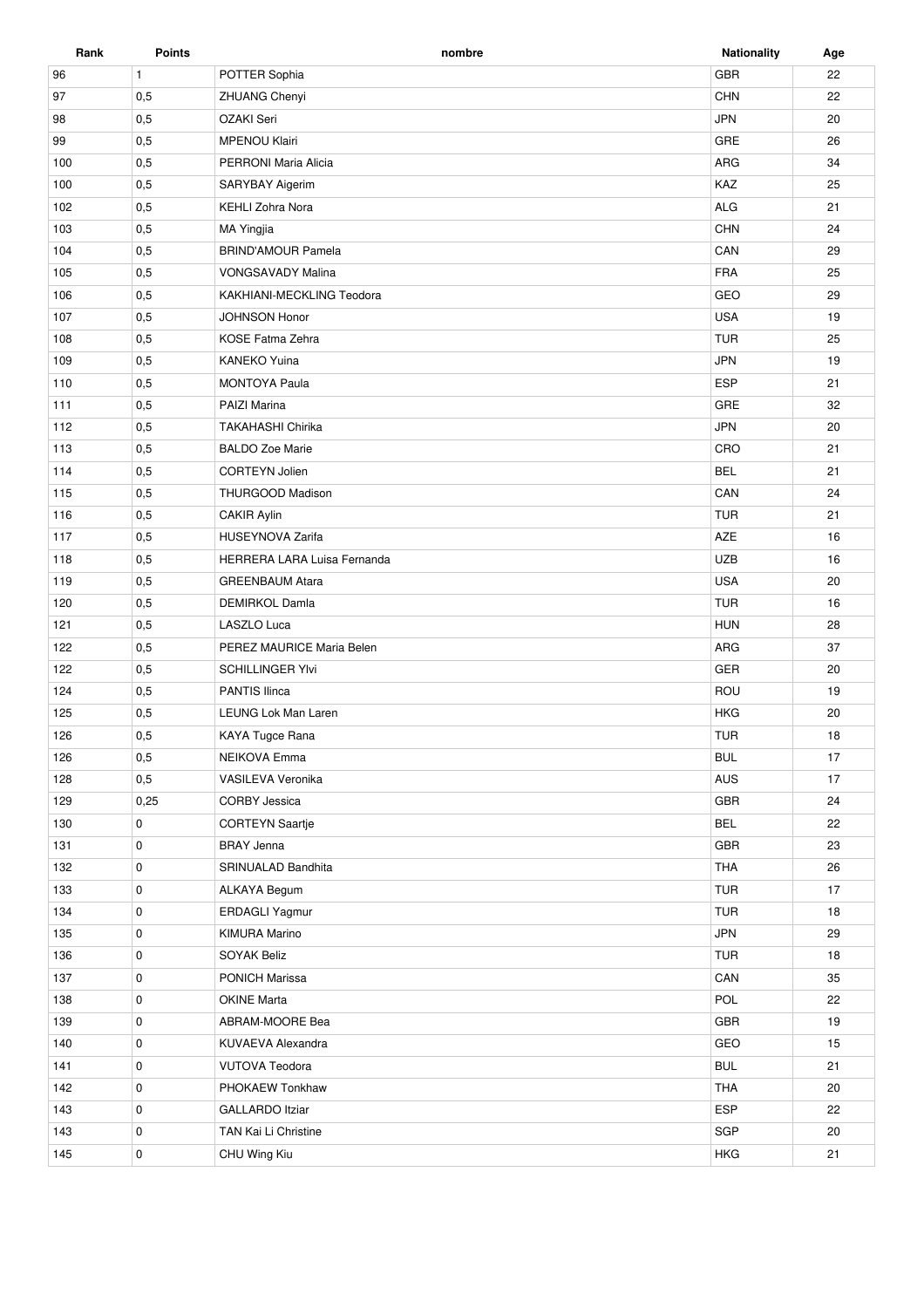| Rank | Points | nombre | Nationality | Age |
|---|---|---|---|---|
| 96 | 1 | POTTER Sophia | GBR | 22 |
| 97 | 0,5 | ZHUANG Chenyi | CHN | 22 |
| 98 | 0,5 | OZAKI Seri | JPN | 20 |
| 99 | 0,5 | MPENOU Klairi | GRE | 26 |
| 100 | 0,5 | PERRONI Maria Alicia | ARG | 34 |
| 100 | 0,5 | SARYBAY Aigerim | KAZ | 25 |
| 102 | 0,5 | KEHLI Zohra Nora | ALG | 21 |
| 103 | 0,5 | MA Yingjia | CHN | 24 |
| 104 | 0,5 | BRIND'AMOUR Pamela | CAN | 29 |
| 105 | 0,5 | VONGSAVADY Malina | FRA | 25 |
| 106 | 0,5 | KAKHIANI-MECKLING Teodora | GEO | 29 |
| 107 | 0,5 | JOHNSON Honor | USA | 19 |
| 108 | 0,5 | KOSE Fatma Zehra | TUR | 25 |
| 109 | 0,5 | KANEKO Yuina | JPN | 19 |
| 110 | 0,5 | MONTOYA Paula | ESP | 21 |
| 111 | 0,5 | PAIZI Marina | GRE | 32 |
| 112 | 0,5 | TAKAHASHI Chirika | JPN | 20 |
| 113 | 0,5 | BALDO Zoe Marie | CRO | 21 |
| 114 | 0,5 | CORTEYN Jolien | BEL | 21 |
| 115 | 0,5 | THURGOOD Madison | CAN | 24 |
| 116 | 0,5 | CAKIR Aylin | TUR | 21 |
| 117 | 0,5 | HUSEYNOVA Zarifa | AZE | 16 |
| 118 | 0,5 | HERRERA LARA Luisa Fernanda | UZB | 16 |
| 119 | 0,5 | GREENBAUM Atara | USA | 20 |
| 120 | 0,5 | DEMIRKOL Damla | TUR | 16 |
| 121 | 0,5 | LASZLO Luca | HUN | 28 |
| 122 | 0,5 | PEREZ MAURICE Maria Belen | ARG | 37 |
| 122 | 0,5 | SCHILLINGER Ylvi | GER | 20 |
| 124 | 0,5 | PANTIS Ilinca | ROU | 19 |
| 125 | 0,5 | LEUNG Lok Man Laren | HKG | 20 |
| 126 | 0,5 | KAYA Tugce Rana | TUR | 18 |
| 126 | 0,5 | NEIKOVA Emma | BUL | 17 |
| 128 | 0,5 | VASILEVA Veronika | AUS | 17 |
| 129 | 0,25 | CORBY Jessica | GBR | 24 |
| 130 | 0 | CORTEYN Saartje | BEL | 22 |
| 131 | 0 | BRAY Jenna | GBR | 23 |
| 132 | 0 | SRINUALAD Bandhita | THA | 26 |
| 133 | 0 | ALKAYA Begum | TUR | 17 |
| 134 | 0 | ERDAGLI Yagmur | TUR | 18 |
| 135 | 0 | KIMURA Marino | JPN | 29 |
| 136 | 0 | SOYAK Beliz | TUR | 18 |
| 137 | 0 | PONICH Marissa | CAN | 35 |
| 138 | 0 | OKINE Marta | POL | 22 |
| 139 | 0 | ABRAM-MOORE Bea | GBR | 19 |
| 140 | 0 | KUVAEVA Alexandra | GEO | 15 |
| 141 | 0 | VUTOVA Teodora | BUL | 21 |
| 142 | 0 | PHOKAEW Tonkhaw | THA | 20 |
| 143 | 0 | GALLARDO Itziar | ESP | 22 |
| 143 | 0 | TAN Kai Li Christine | SGP | 20 |
| 145 | 0 | CHU Wing Kiu | HKG | 21 |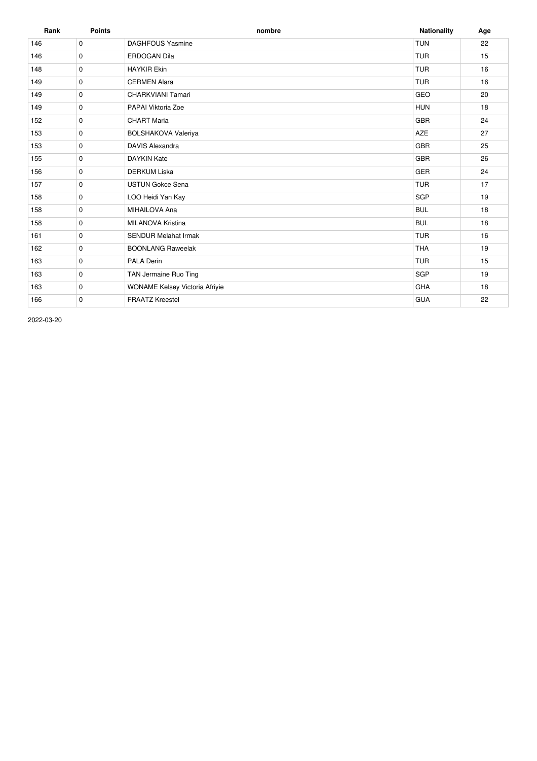| Rank | Points | nombre | Nationality | Age |
|---|---|---|---|---|
| 146 | 0 | DAGHFOUS Yasmine | TUN | 22 |
| 146 | 0 | ERDOGAN Dila | TUR | 15 |
| 148 | 0 | HAYKIR Ekin | TUR | 16 |
| 149 | 0 | CERMEN Alara | TUR | 16 |
| 149 | 0 | CHARKVIANI Tamari | GEO | 20 |
| 149 | 0 | PAPAI Viktoria Zoe | HUN | 18 |
| 152 | 0 | CHART Maria | GBR | 24 |
| 153 | 0 | BOLSHAKOVA Valeriya | AZE | 27 |
| 153 | 0 | DAVIS Alexandra | GBR | 25 |
| 155 | 0 | DAYKIN Kate | GBR | 26 |
| 156 | 0 | DERKUM Liska | GER | 24 |
| 157 | 0 | USTUN Gokce Sena | TUR | 17 |
| 158 | 0 | LOO Heidi Yan Kay | SGP | 19 |
| 158 | 0 | MIHAILOVA Ana | BUL | 18 |
| 158 | 0 | MILANOVA Kristina | BUL | 18 |
| 161 | 0 | SENDUR Melahat Irmak | TUR | 16 |
| 162 | 0 | BOONLANG Raweelak | THA | 19 |
| 163 | 0 | PALA Derin | TUR | 15 |
| 163 | 0 | TAN Jermaine Ruo Ting | SGP | 19 |
| 163 | 0 | WONAME Kelsey Victoria Afriyie | GHA | 18 |
| 166 | 0 | FRAATZ Kreestel | GUA | 22 |

2022-03-20